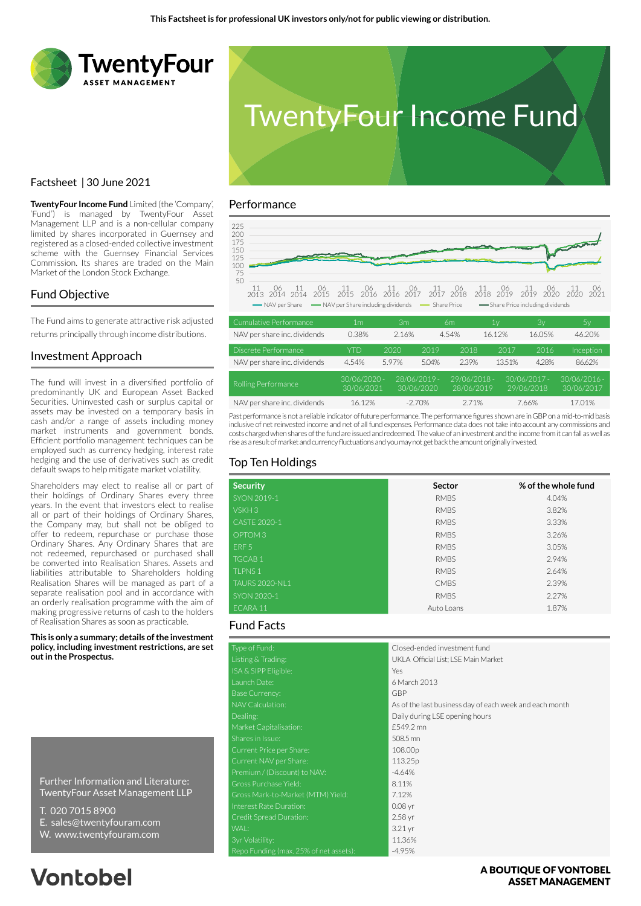This Factsheet is for professional UK investors only/not for public viewing or distribution.

TwentyFour ASSET MANAGEMENT

# TwentyFour Income Fund

Factsheet | 30 June 2021

**TwentyFour Income Fund** Limited (the 'Company', 'Fund') is managed by TwentyFour Asset Management LLP and is a non-cellular company limited by shares incorporated in Guernsey and registered as a closed-ended collective investment scheme with the Guernsey Financial Services Commission. Its shares are traded on the Main Market of the London Stock Exchange.

## Fund Objective

The Fund aims to generate attractive risk adjusted returns principally through income distributions.

## Investment Approach

The fund will invest in a diversified portfolio of predominantly UK and European Asset Backed Securities. Uninvested cash or surplus capital or assets may be invested on a temporary basis in cash and/or a range of assets including money market instruments and government bonds. Efficient portfolio management techniques can be employed such as currency hedging, interest rate hedging and the use of derivatives such as credit default swaps to help mitigate market volatility.

Shareholders may elect to realise all or part of their holdings of Ordinary Shares every three years. In the event that investors elect to realise all or part of their holdings of Ordinary Shares, the Company may, but shall not be obliged to offer to redeem, repurchase or purchase those Ordinary Shares. Any Ordinary Shares that are not redeemed, repurchased or purchased shall be converted into Realisation Shares. Assets and liabilities attributable to Shareholders holding Realisation Shares will be managed as part of a separate realisation pool and in accordance with an orderly realisation programme with the aim of making progressive returns of cash to the holders of Realisation Shares as soon as practicable.

**This is only a summary; details of the investment policy, including investment restrictions, are set out in the Prospectus.**

Further Information and Literature:
TwentyFour Asset Management LLP

T. 020 7015 8900
E. sales@twentyfouram.com
W. www.twentyfouram.com

## Performance

| Cumulative Performance | 1m | 3m | 6m | 1y | 3y | 5y |
|---|---|---|---|---|---|---|
| NAV per share inc. dividends | 0.38% | 2.16% | 4.54% | 16.12% | 16.05% | 46.20% |

| Discrete Performance | YTD | 2020 | 2019 | 2018 | 2017 | 2016 | Inception |
|---|---|---|---|---|---|---|---|
| NAV per share inc. dividends | 4.54% | 5.97% | 5.04% | 2.39% | 13.51% | 4.28% | 86.62% |

| Rolling Performance | 30/06/2020 - 30/06/2021 | 28/06/2019 - 30/06/2020 | 29/06/2018 - 28/06/2019 | 30/06/2017 - 29/06/2018 | 30/06/2016 - 30/06/2017 |
|---|---|---|---|---|---|
| NAV per share inc. dividends | 16.12% | -2.70% | 2.71% | 7.66% | 17.01% |

Past performance is not a reliable indicator of future performance. The performance figures shown are in GBP on a mid-to-mid basis inclusive of net reinvested income and net of all fund expenses. Performance data does not take into account any commissions and costs charged when shares of the fund are issued and redeemed. The value of an investment and the income from it can fall as well as rise as a result of market and currency fluctuations and you may not get back the amount originally invested.

## Top Ten Holdings

| Security | Sector | % of the whole fund |
|---|---|---|
| SYON 2019-1 | RMBS | 4.04% |
| VSKH 3 | RMBS | 3.82% |
| CASTE 2020-1 | RMBS | 3.33% |
| OPTOM 3 | RMBS | 3.26% |
| ERF 5 | RMBS | 3.05% |
| TGCAB 1 | RMBS | 2.94% |
| TLPNS 1 | RMBS | 2.64% |
| TAURS 2020-NL1 | CMBS | 2.39% |
| SYON 2020-1 | RMBS | 2.27% |
| ECARA 11 | Auto Loans | 1.87% |

## Fund Facts

| | |
|---|---|
| Type of Fund: | Closed-ended investment fund |
| Listing & Trading: | UKLA Official List; LSE Main Market |
| ISA & SIPP Eligible: | Yes |
| Launch Date: | 6 March 2013 |
| Base Currency: | GBP |
| NAV Calculation: | As of the last business day of each week and each month |
| Dealing: | Daily during LSE opening hours |
| Market Capitalisation: | £549.2 mn |
| Shares in Issue: | 508.5 mn |
| Current Price per Share: | 108.00p |
| Current NAV per Share: | 113.25p |
| Premium / (Discount) to NAV: | -4.64% |
| Gross Purchase Yield: | 8.11% |
| Gross Mark-to-Market (MTM) Yield: | 7.12% |
| Interest Rate Duration: | 0.08 yr |
| Credit Spread Duration: | 2.58 yr |
| WAL: | 3.21 yr |
| 3yr Volatility: | 11.36% |
| Repo Funding (max. 25% of net assets): | -4.95% |

Vontobel

A BOUTIQUE OF VONTOBEL ASSET MANAGEMENT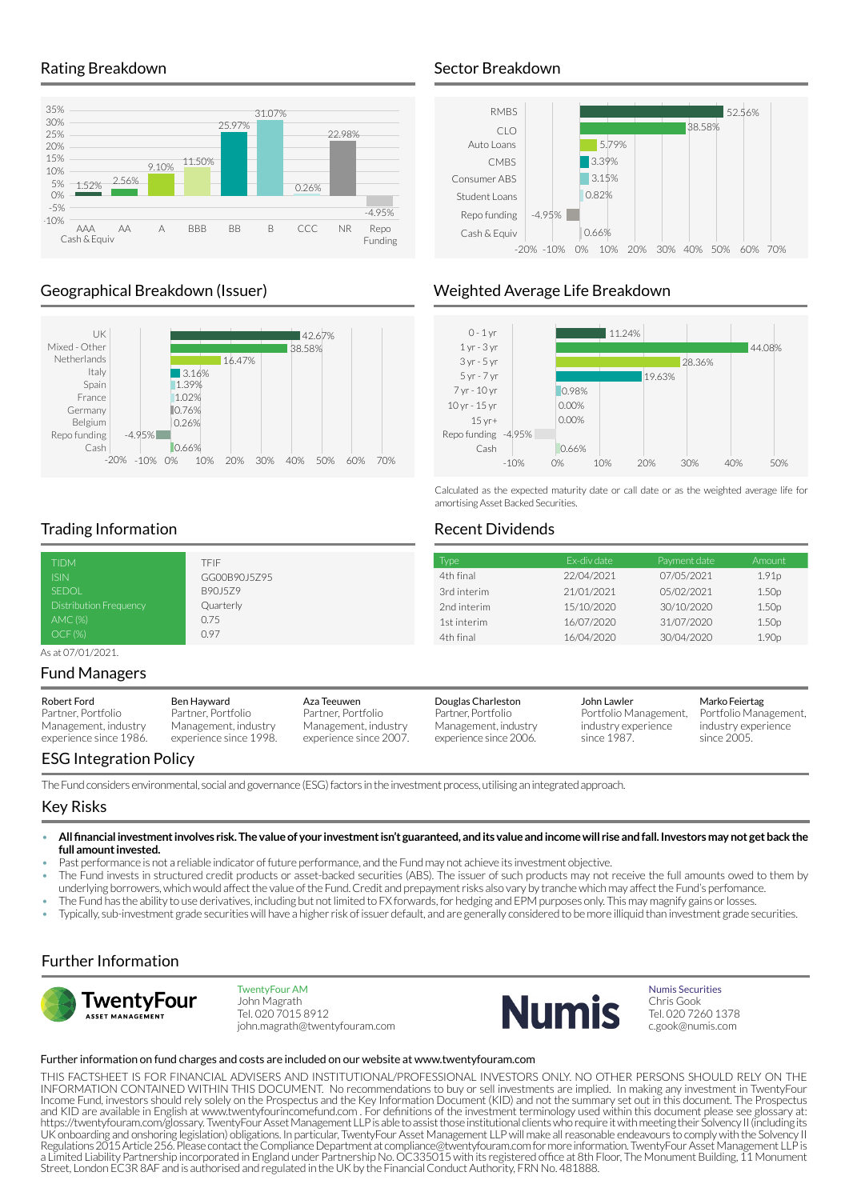## Rating Breakdown

35%
30%
25%
20%
15%
10%
5%
0%
-5%
-10%

AAA Cash & Equiv: 1.52%
AA: 2.56%
A: 9.10%
BBB: 11.50%
BB: 25.97%
B: 31.07%
CCC: 0.26%
NR: 22.98%
Repo Funding: -4.95%

## Sector Breakdown

RMBS: 52.56%
CLO: 38.58%
Auto Loans: 5.79%
CMBS: 3.39%
Consumer ABS: 3.15%
Student Loans: 0.82%
Repo funding: -4.95%
Cash & Equiv: 0.66%

-20% -10% 0% 10% 20% 30% 40% 50% 60% 70%

## Geographical Breakdown (Issuer)

UK: 42.67%
Mixed - Other: 38.58%
Netherlands: 16.47%
Italy: 3.16%
Spain: 1.39%
France: 1.02%
Germany: 0.76%
Belgium: 0.26%
Repo funding: -4.95%
Cash: 0.66%

-20% -10% 0% 10% 20% 30% 40% 50% 60% 70%

## Weighted Average Life Breakdown

0 - 1 yr: 11.24%
1 yr - 3 yr: 44.08%
3 yr - 5 yr: 28.36%
5 yr - 7 yr: 19.63%
7 yr - 10 yr: 0.98%
10 yr - 15 yr: 0.00%
15 yr+: 0.00%
Repo funding: -4.95%
Cash: 0.66%

-10% 0% 10% 20% 30% 40% 50%

Calculated as the expected maturity date or call date or as the weighted average life for amortising Asset Backed Securities.

## Trading Information

| | |
|---|---|
| TIDM | TFIF |
| ISIN | GG00B90J5Z95 |
| SEDOL | B90J5Z9 |
| Distribution Frequency | Quarterly |
| AMC (%) | 0.75 |
| OCF (%) | 0.97 |

As at 07/01/2021.

## Recent Dividends

| Type | Ex-div date | Payment date | Amount |
|---|---|---|---|
| 4th final | 22/04/2021 | 07/05/2021 | 1.91p |
| 3rd interim | 21/01/2021 | 05/02/2021 | 1.50p |
| 2nd interim | 15/10/2020 | 30/10/2020 | 1.50p |
| 1st interim | 16/07/2020 | 31/07/2020 | 1.50p |
| 4th final | 16/04/2020 | 30/04/2020 | 1.90p |

## Fund Managers

Robert Ford
Partner, Portfolio Management, industry experience since 1986.

Ben Hayward
Partner, Portfolio Management, industry experience since 1998.

Aza Teeuwen
Partner, Portfolio Management, industry experience since 2007.

Douglas Charleston
Partner, Portfolio Management, industry experience since 2006.

John Lawler
Portfolio Management, industry experience since 1987.

Marko Feiertag
Portfolio Management, industry experience since 2005.

## ESG Integration Policy

The Fund considers environmental, social and governance (ESG) factors in the investment process, utilising an integrated approach.

## Key Risks

- **All financial investment involves risk. The value of your investment isn't guaranteed, and its value and income will rise and fall. Investors may not get back the full amount invested.**
- Past performance is not a reliable indicator of future performance, and the Fund may not achieve its investment objective.
- The Fund invests in structured credit products or asset-backed securities (ABS). The issuer of such products may not receive the full amounts owed to them by underlying borrowers, which would affect the value of the Fund. Credit and prepayment risks also vary by tranche which may affect the Fund's perfomance.
- The Fund has the ability to use derivatives, including but not limited to FX forwards, for hedging and EPM purposes only. This may magnify gains or losses.
- Typically, sub-investment grade securities will have a higher risk of issuer default, and are generally considered to be more illiquid than investment grade securities.

## Further Information

TwentyFour ASSET MANAGEMENT

TwentyFour AM
John Magrath
Tel. 020 7015 8912
john.magrath@twentyfouram.com

Numis

Numis Securities
Chris Gook
Tel. 020 7260 1378
c.gook@numis.com

Further information on fund charges and costs are included on our website at www.twentyfouram.com

THIS FACTSHEET IS FOR FINANCIAL ADVISERS AND INSTITUTIONAL/PROFESSIONAL INVESTORS ONLY. NO OTHER PERSONS SHOULD RELY ON THE INFORMATION CONTAINED WITHIN THIS DOCUMENT. No recommendations to buy or sell investments are implied. In making any investment in TwentyFour Income Fund, investors should rely solely on the Prospectus and the Key Information Document (KID) and not the summary set out in this document. The Prospectus and KID are available in English at www.twentyfourincomefund.com . For definitions of the investment terminology used within this document please see glossary at: https://twentyfouram.com/glossary. TwentyFour Asset Management LLP is able to assist those institutional clients who require it with meeting their Solvency II (including its UK onboarding and onshoring legislation) obligations. In particular, TwentyFour Asset Management LLP will make all reasonable endeavours to comply with the Solvency II Regulations 2015 Article 256. Please contact the Compliance Department at compliance@twentyfouram.com for more information. TwentyFour Asset Management LLP is a Limited Liability Partnership incorporated in England under Partnership No. OC335015 with its registered office at 8th Floor, The Monument Building, 11 Monument Street, London EC3R 8AF and is authorised and regulated in the UK by the Financial Conduct Authority, FRN No. 481888.